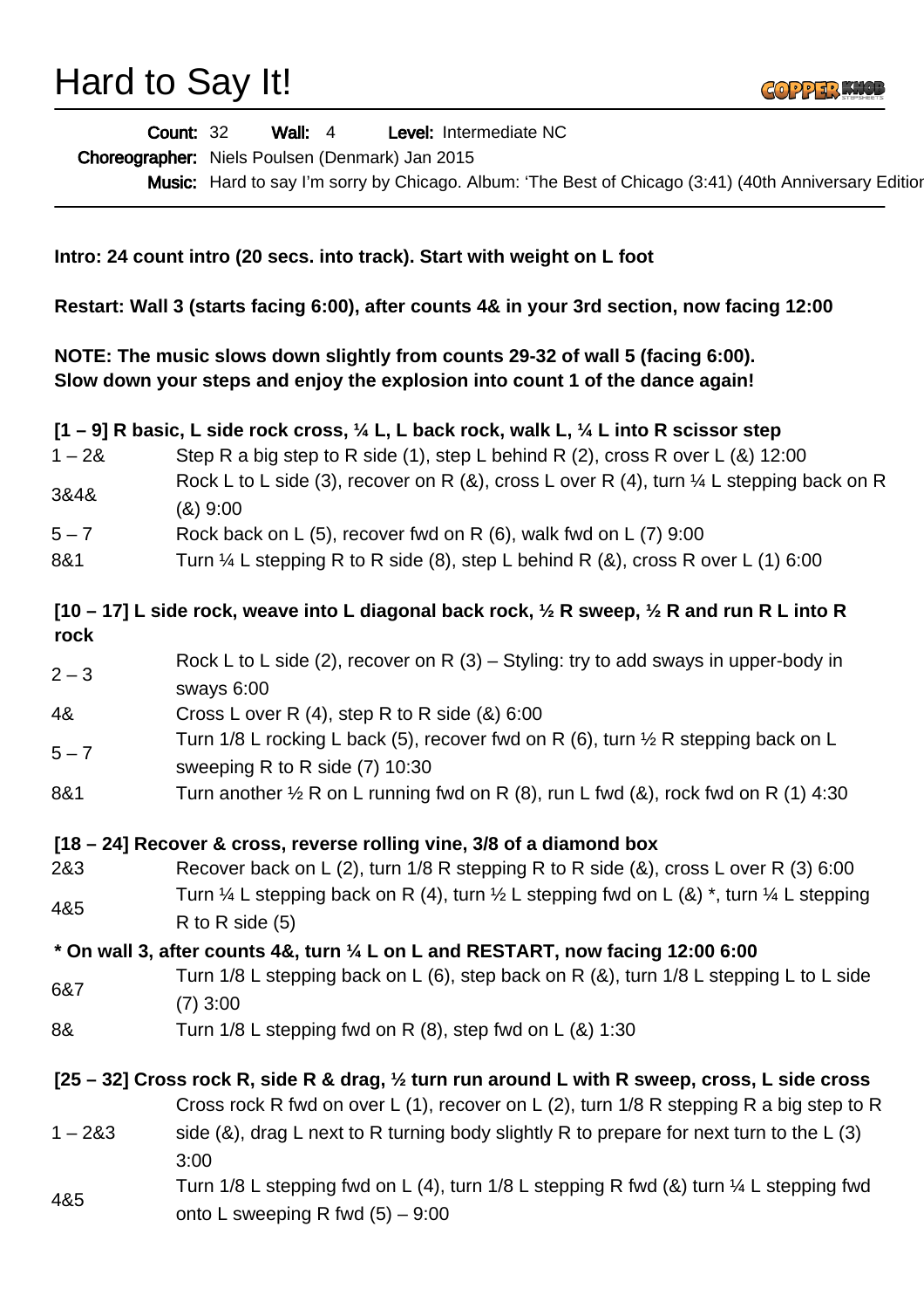# Hard to Say It!

**Count:** 32 **Wall:** 4 **Level:** Intermediate NC

**Choreographer:** Niels Poulsen (Denmark) Jan 2015

**Music:** Hard to say I'm sorry by Chicago. Album: 'The Best of Chicago (3:41) (40th Anniversary Edition

**Intro: 24 count intro (20 secs. into track). Start with weight on L foot**

**Restart: Wall 3 (starts facing 6:00), after counts 4& in your 3rd section, now facing 12:00**

**NOTE: The music slows down slightly from counts 29-32 of wall 5 (facing 6:00).**
**Slow down your steps and enjoy the explosion into count 1 of the dance again!**

**[1 – 9] R basic, L side rock cross, ¼ L, L back rock, walk L, ¼ L into R scissor step**

| | |
|---|---|
| 1 – 2& | Step R a big step to R side (1), step L behind R (2), cross R over L (&) 12:00 |
| 3&4& | Rock L to L side (3), recover on R (&), cross L over R (4), turn ¼ L stepping back on R (&) 9:00 |
| 5 – 7 | Rock back on L (5), recover fwd on R (6), walk fwd on L (7) 9:00 |
| 8&1 | Turn ¼ L stepping R to R side (8), step L behind R (&), cross R over L (1) 6:00 |

**[10 – 17] L side rock, weave into L diagonal back rock, ½ R sweep, ½ R and run R L into R rock**

| | |
|---|---|
| 2 – 3 | Rock L to L side (2), recover on R (3) – Styling: try to add sways in upper-body in sways 6:00 |
| 4& | Cross L over R (4), step R to R side (&) 6:00 |
| 5 – 7 | Turn 1/8 L rocking L back (5), recover fwd on R (6), turn ½ R stepping back on L sweeping R to R side (7) 10:30 |
| 8&1 | Turn another ½ R on L running fwd on R (8), run L fwd (&), rock fwd on R (1) 4:30 |

**[18 – 24] Recover & cross, reverse rolling vine, 3/8 of a diamond box**

| | |
|---|---|
| 2&3 | Recover back on L (2), turn 1/8 R stepping R to R side (&), cross L over R (3) 6:00 |
| 4&5 | Turn ¼ L stepping back on R (4), turn ½ L stepping fwd on L (&) *, turn ¼ L stepping R to R side (5) |

**\* On wall 3, after counts 4&, turn ¼ L on L and RESTART, now facing 12:00 6:00**

| | |
|---|---|
| 6&7 | Turn 1/8 L stepping back on L (6), step back on R (&), turn 1/8 L stepping L to L side (7) 3:00 |
| 8& | Turn 1/8 L stepping fwd on R (8), step fwd on L (&) 1:30 |

**[25 – 32] Cross rock R, side R & drag, ½ turn run around L with R sweep, cross, L side cross**

| | |
|---|---|
| 1 – 2&3 | Cross rock R fwd on over L (1), recover on L (2), turn 1/8 R stepping R a big step to R side (&), drag L next to R turning body slightly R to prepare for next turn to the L (3) 3:00 |
| 4&5 | Turn 1/8 L stepping fwd on L (4), turn 1/8 L stepping R fwd (&) turn ¼ L stepping fwd onto L sweeping R fwd (5) – 9:00 |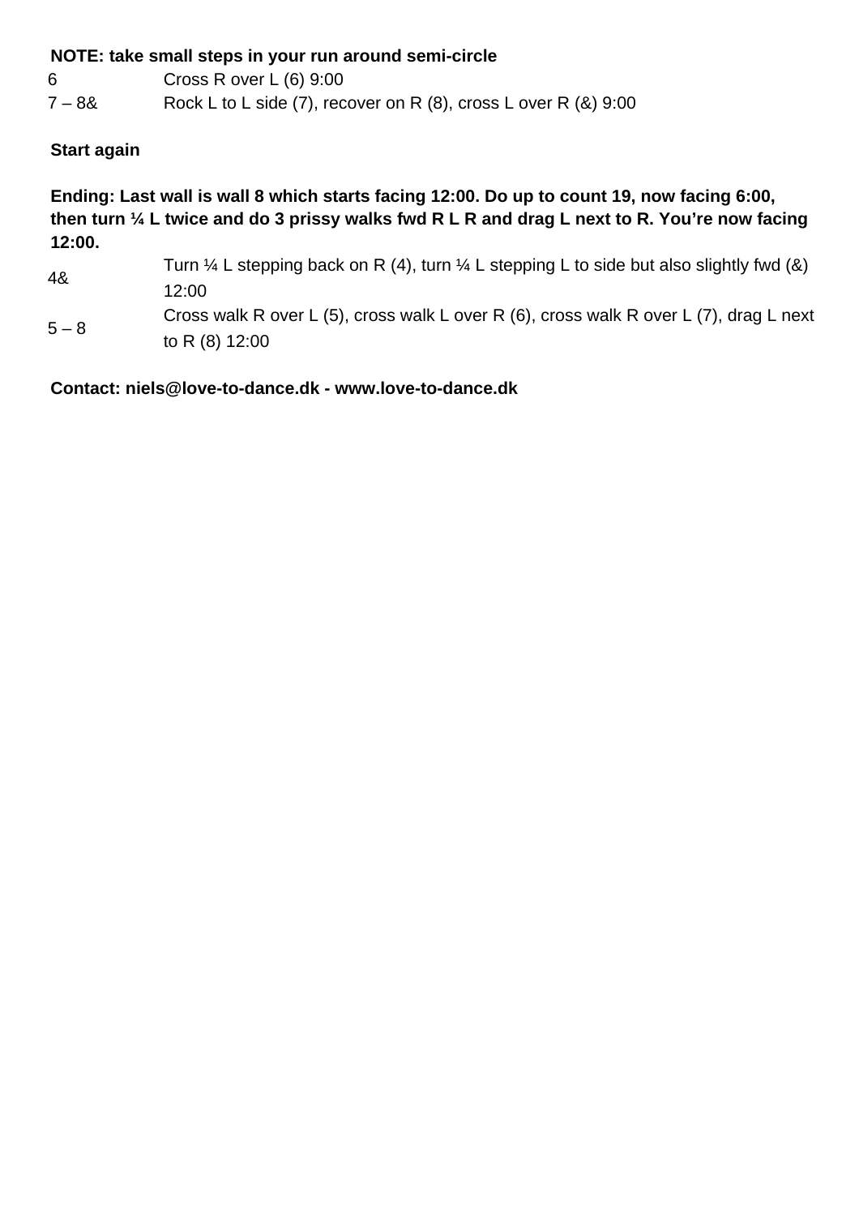**NOTE: take small steps in your run around semi-circle**

| | |
|---|---|
| 6 | Cross R over L (6) 9:00 |
| 7 – 8& | Rock L to L side (7), recover on R (8), cross L over R (&) 9:00 |

**Start again**

**Ending: Last wall is wall 8 which starts facing 12:00. Do up to count 19, now facing 6:00, then turn ¼ L twice and do 3 prissy walks fwd R L R and drag L next to R. You're now facing 12:00.**

| | |
|---|---|
| 4& | Turn ¼ L stepping back on R (4), turn ¼ L stepping L to side but also slightly fwd (&) 12:00 |
| 5 – 8 | Cross walk R over L (5), cross walk L over R (6), cross walk R over L (7), drag L next to R (8) 12:00 |

**Contact: niels@love-to-dance.dk - www.love-to-dance.dk**